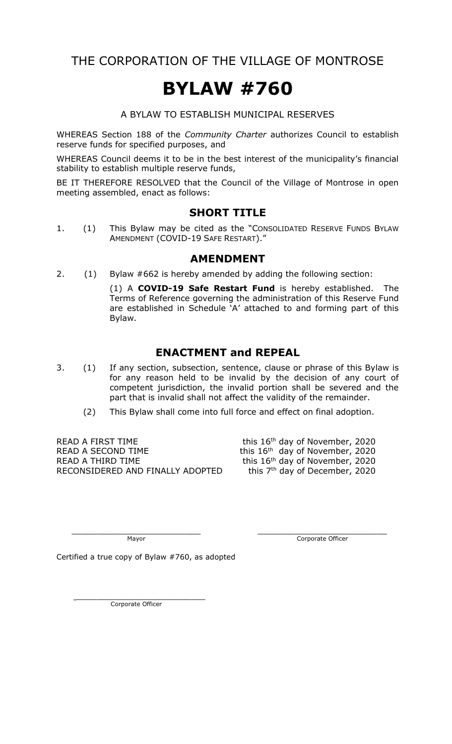# THE CORPORATION OF THE VILLAGE OF MONTROSE

# BYLAW #760

A BYLAW TO ESTABLISH MUNICIPAL RESERVES

WHEREAS Section 188 of the *Community Charter* authorizes Council to establish reserve funds for specified purposes, and

WHEREAS Council deems it to be in the best interest of the municipality's financial stability to establish multiple reserve funds,

BE IT THEREFORE RESOLVED that the Council of the Village of Montrose in open meeting assembled, enact as follows:

## SHORT TITLE

1. (1) This Bylaw may be cited as the "CONSOLIDATED RESERVE FUNDS BYLAW AMENDMENT (COVID-19 SAFE RESTART)."

## AMENDMENT

2. (1) Bylaw #662 is hereby amended by adding the following section:

   (1) A **COVID-19 Safe Restart Fund** is hereby established. The Terms of Reference governing the administration of this Reserve Fund are established in Schedule 'A' attached to and forming part of this Bylaw.

## ENACTMENT and REPEAL

3. (1) If any section, subsection, sentence, clause or phrase of this Bylaw is for any reason held to be invalid by the decision of any court of competent jurisdiction, the invalid portion shall be severed and the part that is invalid shall not affect the validity of the remainder.

   (2) This Bylaw shall come into full force and effect on final adoption.

READ A FIRST TIME this 16th day of November, 2020
READ A SECOND TIME this 16th day of November, 2020
READ A THIRD TIME this 16th day of November, 2020
RECONSIDERED AND FINALLY ADOPTED this 7th day of December, 2020

\_\_\_\_\_\_\_\_\_\_\_\_\_\_\_\_\_\_\_\_\_\_\_\_\_\_
Mayor

\_\_\_\_\_\_\_\_\_\_\_\_\_\_\_\_\_\_\_\_\_\_\_\_\_\_
Corporate Officer

Certified a true copy of Bylaw #760, as adopted

\_\_\_\_\_\_\_\_\_\_\_\_\_\_\_\_\_\_\_\_\_\_\_\_\_\_
Corporate Officer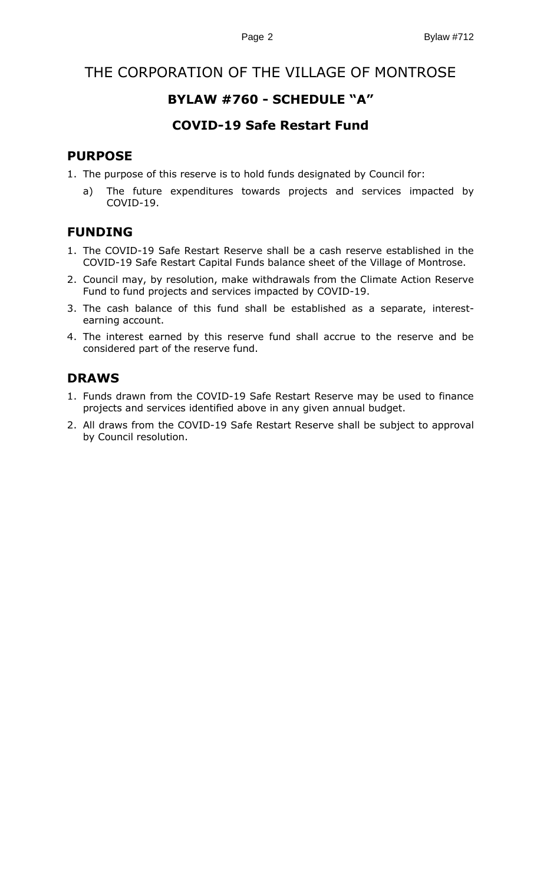# THE CORPORATION OF THE VILLAGE OF MONTROSE

## BYLAW #760 - SCHEDULE "A"

## COVID-19 Safe Restart Fund

### PURPOSE

1. The purpose of this reserve is to hold funds designated by Council for:
   a) The future expenditures towards projects and services impacted by COVID-19.

### FUNDING

1. The COVID-19 Safe Restart Reserve shall be a cash reserve established in the COVID-19 Safe Restart Capital Funds balance sheet of the Village of Montrose.
2. Council may, by resolution, make withdrawals from the Climate Action Reserve Fund to fund projects and services impacted by COVID-19.
3. The cash balance of this fund shall be established as a separate, interest-earning account.
4. The interest earned by this reserve fund shall accrue to the reserve and be considered part of the reserve fund.

### DRAWS

1. Funds drawn from the COVID-19 Safe Restart Reserve may be used to finance projects and services identified above in any given annual budget.
2. All draws from the COVID-19 Safe Restart Reserve shall be subject to approval by Council resolution.